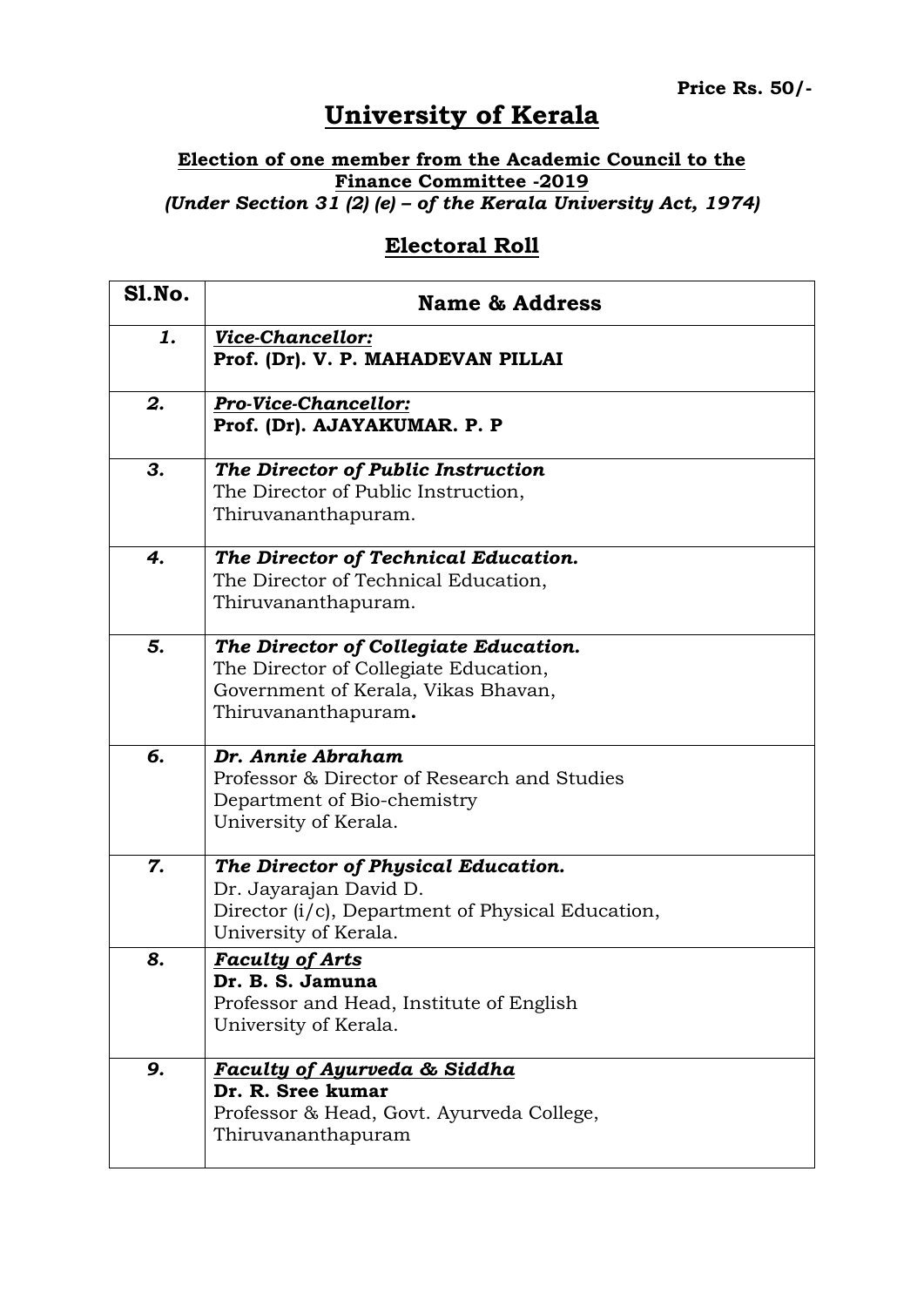Price Rs. 50/-

# University of Kerala

**Election of one member from the Academic Council to the Finance Committee -2019**
***(Under Section 31 (2) (e) – of the Kerala University Act, 1974)***

## Electoral Roll

| Sl.No. | Name & Address |
|---|---|
| *1.* | ***Vice-Chancellor:***<br>**Prof. (Dr). V. P. MAHADEVAN PILLAI** |
| *2.* | ***Pro-Vice-Chancellor:***<br>**Prof. (Dr). AJAYAKUMAR. P. P** |
| *3.* | ***The Director of Public Instruction***<br>The Director of Public Instruction,<br>Thiruvananthapuram. |
| *4.* | ***The Director of Technical Education.***<br>The Director of Technical Education,<br>Thiruvananthapuram. |
| *5.* | ***The Director of Collegiate Education.***<br>The Director of Collegiate Education,<br>Government of Kerala, Vikas Bhavan,<br>Thiruvananthapuram**.** |
| *6.* | ***Dr. Annie Abraham***<br>Professor & Director of Research and Studies<br>Department of Bio-chemistry<br>University of Kerala. |
| *7.* | ***The Director of Physical Education.***<br>Dr. Jayarajan David D.<br>Director (i/c), Department of Physical Education,<br>University of Kerala. |
| *8.* | ***Faculty of Arts***<br>**Dr. B. S. Jamuna**<br>Professor and Head, Institute of English<br>University of Kerala. |
| *9.* | ***Faculty of Ayurveda & Siddha***<br>**Dr. R. Sree kumar**<br>Professor & Head, Govt. Ayurveda College,<br>Thiruvananthapuram |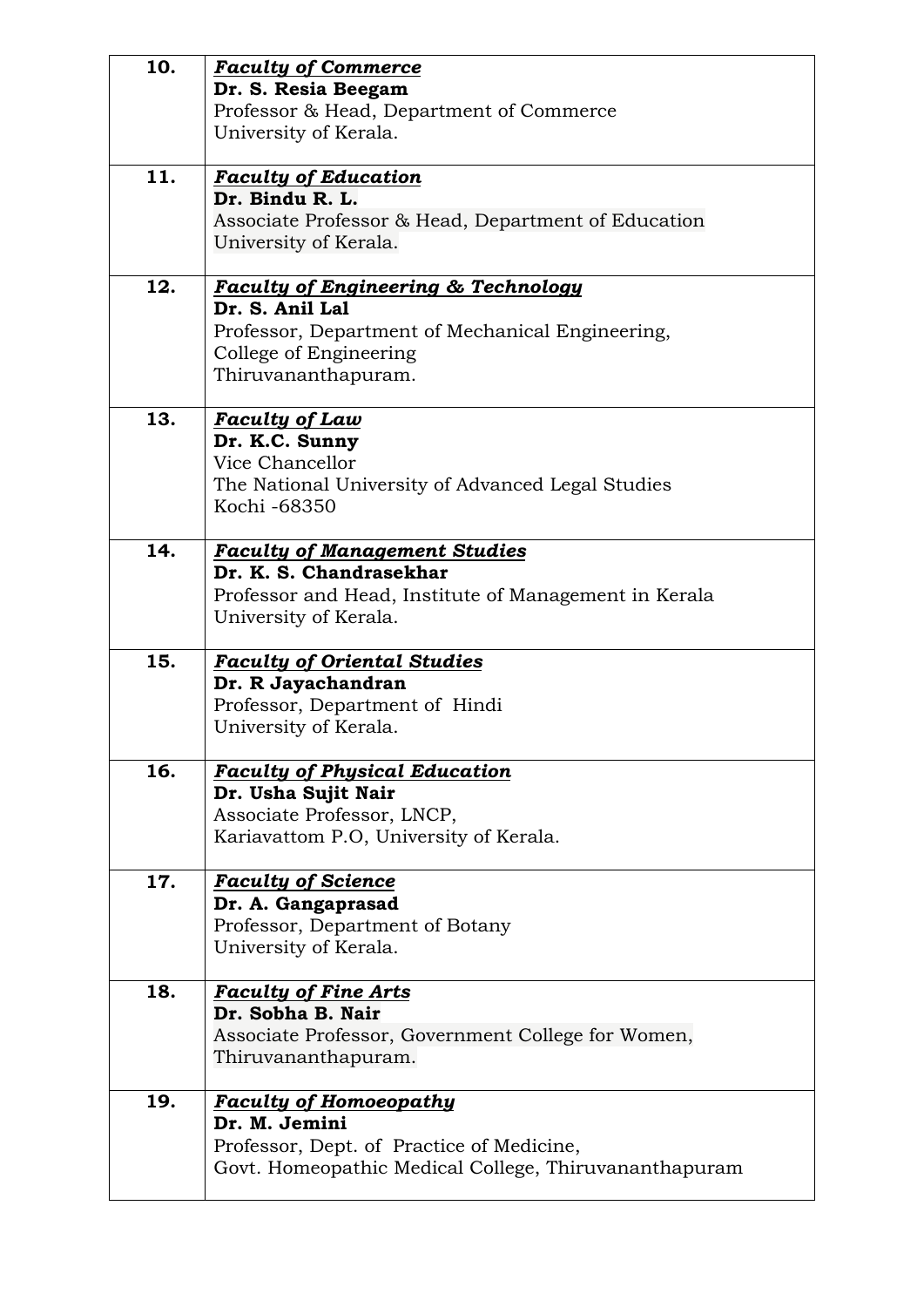| | |
|---|---|
| **10.** | ***Faculty of Commerce***<br>**Dr. S. Resia Beegam**<br>Professor & Head, Department of Commerce<br>University of Kerala. |
| **11.** | ***Faculty of Education***<br>**Dr. Bindu R. L.**<br>Associate Professor & Head, Department of Education<br>University of Kerala. |
| **12.** | ***Faculty of Engineering & Technology***<br>**Dr. S. Anil Lal**<br>Professor, Department of Mechanical Engineering,<br>College of Engineering<br>Thiruvananthapuram. |
| **13.** | ***Faculty of Law***<br>**Dr. K.C. Sunny**<br>Vice Chancellor<br>The National University of Advanced Legal Studies<br>Kochi -68350 |
| **14.** | ***Faculty of Management Studies***<br>**Dr. K. S. Chandrasekhar**<br>Professor and Head, Institute of Management in Kerala<br>University of Kerala. |
| **15.** | ***Faculty of Oriental Studies***<br>**Dr. R Jayachandran**<br>Professor, Department of Hindi<br>University of Kerala. |
| **16.** | ***Faculty of Physical Education***<br>**Dr. Usha Sujit Nair**<br>Associate Professor, LNCP,<br>Kariavattom P.O, University of Kerala. |
| **17.** | ***Faculty of Science***<br>**Dr. A. Gangaprasad**<br>Professor, Department of Botany<br>University of Kerala. |
| **18.** | ***Faculty of Fine Arts***<br>**Dr. Sobha B. Nair**<br>Associate Professor, Government College for Women,<br>Thiruvananthapuram. |
| **19.** | ***Faculty of Homoeopathy***<br>**Dr. M. Jemini**<br>Professor, Dept. of Practice of Medicine,<br>Govt. Homeopathic Medical College, Thiruvananthapuram |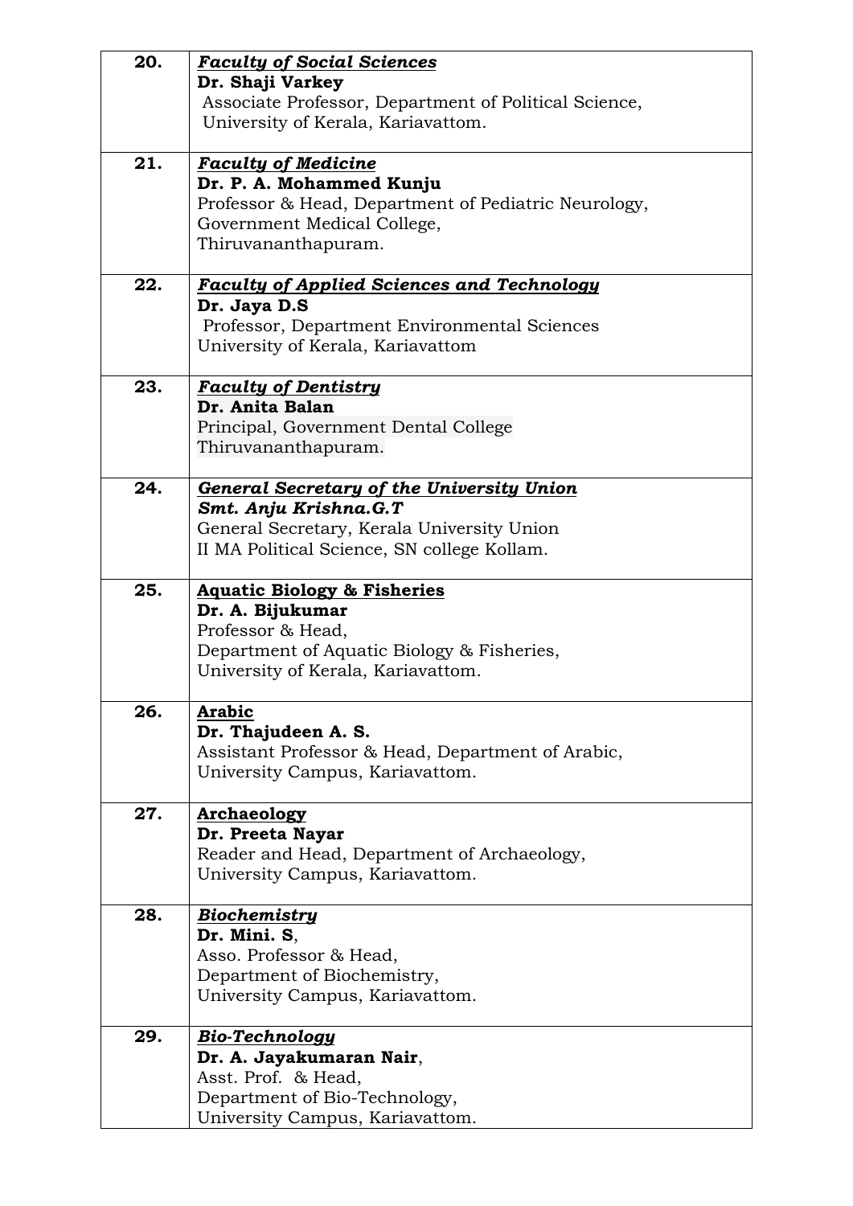| | |
|---|---|
| **20.** | ***Faculty of Social Sciences*** <br> **Dr. Shaji Varkey** <br> Associate Professor, Department of Political Science, <br> University of Kerala, Kariavattom. |
| **21.** | ***Faculty of Medicine*** <br> **Dr. P. A. Mohammed Kunju** <br> Professor & Head, Department of Pediatric Neurology, <br> Government Medical College, <br> Thiruvananthapuram. |
| **22.** | ***Faculty of Applied Sciences and Technology*** <br> **Dr. Jaya D.S** <br> Professor, Department Environmental Sciences <br> University of Kerala, Kariavattom |
| **23.** | ***Faculty of Dentistry*** <br> **Dr. Anita Balan** <br> Principal, Government Dental College <br> Thiruvananthapuram. |
| **24.** | ***General Secretary of the University Union*** <br> ***Smt. Anju Krishna.G.T*** <br> General Secretary, Kerala University Union <br> II MA Political Science, SN college Kollam. |
| **25.** | **Aquatic Biology & Fisheries** <br> **Dr. A. Bijukumar** <br> Professor & Head, <br> Department of Aquatic Biology & Fisheries, <br> University of Kerala, Kariavattom. |
| **26.** | **Arabic** <br> **Dr. Thajudeen A. S.** <br> Assistant Professor & Head, Department of Arabic, <br> University Campus, Kariavattom. |
| **27.** | **Archaeology** <br> **Dr. Preeta Nayar** <br> Reader and Head, Department of Archaeology, <br> University Campus, Kariavattom. |
| **28.** | ***Biochemistry*** <br> **Dr. Mini. S**, <br> Asso. Professor & Head, <br> Department of Biochemistry, <br> University Campus, Kariavattom. |
| **29.** | ***Bio-Technology*** <br> **Dr. A. Jayakumaran Nair**, <br> Asst. Prof. & Head, <br> Department of Bio-Technology, <br> University Campus, Kariavattom. |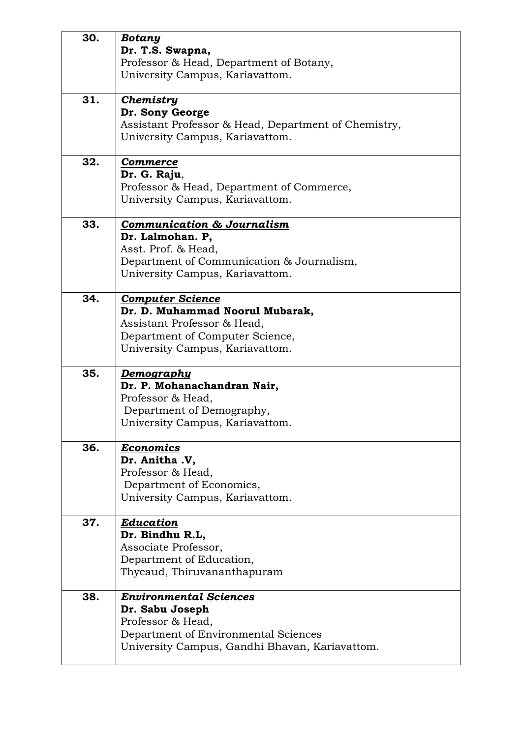| | |
|---|---|
| **30.** | ***Botany***<br>**Dr. T.S. Swapna,**<br>Professor & Head, Department of Botany,<br>University Campus, Kariavattom. |
| **31.** | ***Chemistry***<br>**Dr. Sony George**<br>Assistant Professor & Head, Department of Chemistry,<br>University Campus, Kariavattom. |
| **32.** | ***Commerce***<br>**Dr. G. Raju**,<br>Professor & Head, Department of Commerce,<br>University Campus, Kariavattom. |
| **33.** | ***Communication & Journalism***<br>**Dr. Lalmohan. P,**<br>Asst. Prof. & Head,<br>Department of Communication & Journalism,<br>University Campus, Kariavattom. |
| **34.** | ***Computer Science***<br>**Dr. D. Muhammad Noorul Mubarak,**<br>Assistant Professor & Head,<br>Department of Computer Science,<br>University Campus, Kariavattom. |
| **35.** | ***Demography***<br>**Dr. P. Mohanachandran Nair,**<br>Professor & Head,<br>Department of Demography,<br>University Campus, Kariavattom. |
| **36.** | ***Economics***<br>**Dr. Anitha .V,**<br>Professor & Head,<br>Department of Economics,<br>University Campus, Kariavattom. |
| **37.** | ***Education***<br>**Dr. Bindhu R.L,**<br>Associate Professor,<br>Department of Education,<br>Thycaud, Thiruvananthapuram |
| **38.** | ***Environmental Sciences***<br>**Dr. Sabu Joseph**<br>Professor & Head,<br>Department of Environmental Sciences<br>University Campus, Gandhi Bhavan, Kariavattom. |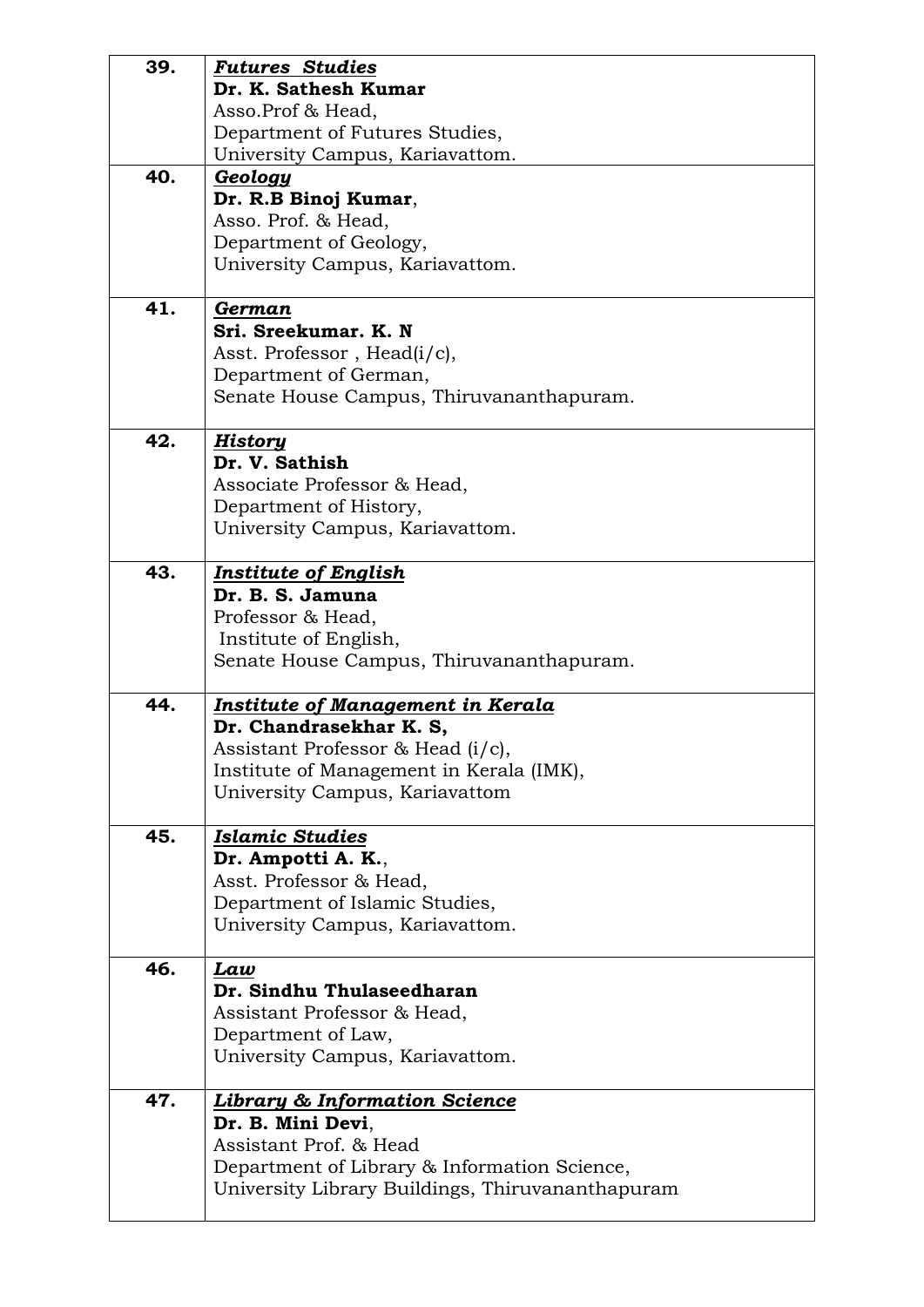| | |
|---|---|
| **39.** | ***Futures Studies***<br>**Dr. K. Sathesh Kumar**<br>Asso.Prof & Head,<br>Department of Futures Studies,<br>University Campus, Kariavattom. |
| **40.** | ***Geology***<br>**Dr. R.B Binoj Kumar**,<br>Asso. Prof. & Head,<br>Department of Geology,<br>University Campus, Kariavattom. |
| **41.** | ***German***<br>**Sri. Sreekumar. K. N**<br>Asst. Professor , Head(i/c),<br>Department of German,<br>Senate House Campus, Thiruvananthapuram. |
| **42.** | ***History***<br>**Dr. V. Sathish**<br>Associate Professor & Head,<br>Department of History,<br>University Campus, Kariavattom. |
| **43.** | ***Institute of English***<br>**Dr. B. S. Jamuna**<br>Professor & Head,<br>Institute of English,<br>Senate House Campus, Thiruvananthapuram. |
| **44.** | ***Institute of Management in Kerala***<br>**Dr. Chandrasekhar K. S,**<br>Assistant Professor & Head (i/c),<br>Institute of Management in Kerala (IMK),<br>University Campus, Kariavattom |
| **45.** | ***Islamic Studies***<br>**Dr. Ampotti A. K.**,<br>Asst. Professor & Head,<br>Department of Islamic Studies,<br>University Campus, Kariavattom. |
| **46.** | ***Law***<br>**Dr. Sindhu Thulaseedharan**<br>Assistant Professor & Head,<br>Department of Law,<br>University Campus, Kariavattom. |
| **47.** | ***Library & Information Science***<br>**Dr. B. Mini Devi**,<br>Assistant Prof. & Head<br>Department of Library & Information Science,<br>University Library Buildings, Thiruvananthapuram |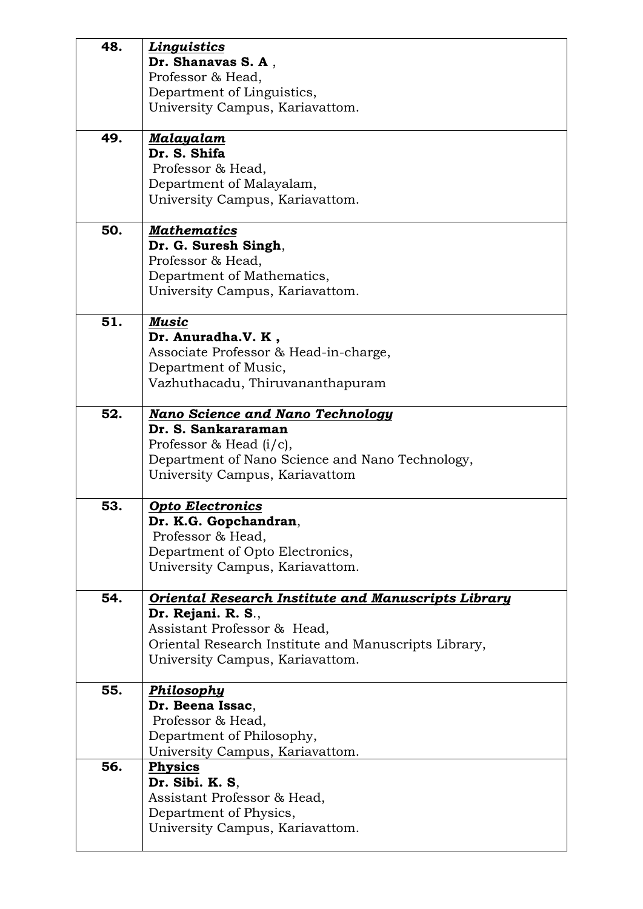| | |
|---|---|
| 48. | ***Linguistics***<br>**Dr. Shanavas S. A** ,<br>Professor & Head,<br>Department of Linguistics,<br>University Campus, Kariavattom. |
| 49. | ***Malayalam***<br>**Dr. S. Shifa**<br>Professor & Head,<br>Department of Malayalam,<br>University Campus, Kariavattom. |
| 50. | ***Mathematics***<br>**Dr. G. Suresh Singh**,<br>Professor & Head,<br>Department of Mathematics,<br>University Campus, Kariavattom. |
| 51. | ***Music***<br>**Dr. Anuradha.V. K ,**<br>Associate Professor & Head-in-charge,<br>Department of Music,<br>Vazhuthacadu, Thiruvananthapuram |
| 52. | ***Nano Science and Nano Technology***<br>**Dr. S. Sankararaman**<br>Professor & Head (i/c),<br>Department of Nano Science and Nano Technology,<br>University Campus, Kariavattom |
| 53. | ***Opto Electronics***<br>**Dr. K.G. Gopchandran**,<br>Professor & Head,<br>Department of Opto Electronics,<br>University Campus, Kariavattom. |
| 54. | ***Oriental Research Institute and Manuscripts Library***<br>**Dr. Rejani. R. S**.,<br>Assistant Professor & Head,<br>Oriental Research Institute and Manuscripts Library,<br>University Campus, Kariavattom. |
| 55. | ***Philosophy***<br>**Dr. Beena Issac**,<br>Professor & Head,<br>Department of Philosophy,<br>University Campus, Kariavattom. |
| 56. | **Physics**<br>**Dr. Sibi. K. S**,<br>Assistant Professor & Head,<br>Department of Physics,<br>University Campus, Kariavattom. |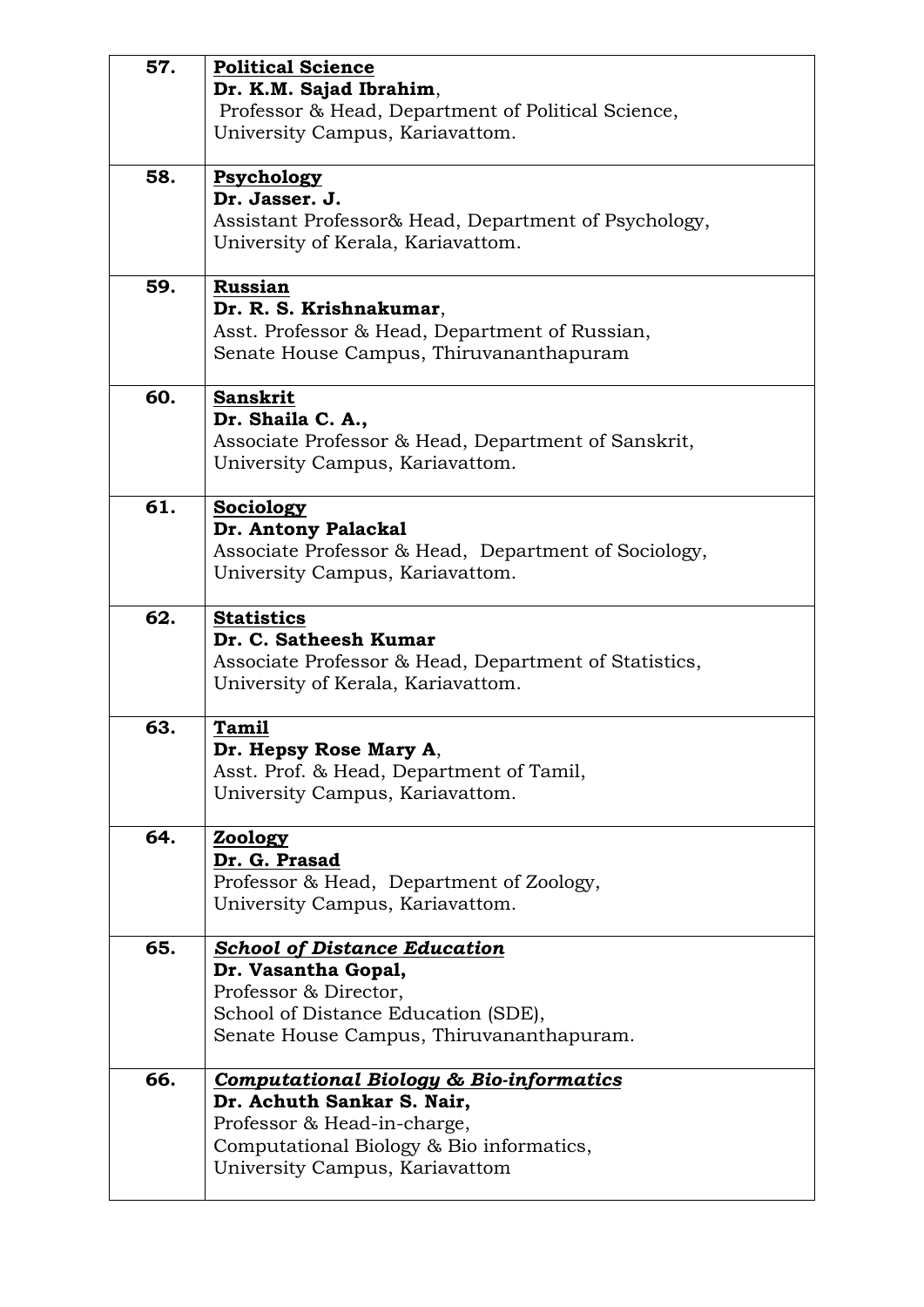| | |
|---|---|
| 57. | **Political Science**<br>**Dr. K.M. Sajad Ibrahim**,<br>Professor & Head, Department of Political Science,<br>University Campus, Kariavattom. |
| 58. | **Psychology**<br>**Dr. Jasser. J.**<br>Assistant Professor& Head, Department of Psychology,<br>University of Kerala, Kariavattom. |
| 59. | **Russian**<br>**Dr. R. S. Krishnakumar**,<br>Asst. Professor & Head, Department of Russian,<br>Senate House Campus, Thiruvananthapuram |
| 60. | **Sanskrit**<br>**Dr. Shaila C. A.,**<br>Associate Professor & Head, Department of Sanskrit,<br>University Campus, Kariavattom. |
| 61. | **Sociology**<br>**Dr. Antony Palackal**<br>Associate Professor & Head, Department of Sociology,<br>University Campus, Kariavattom. |
| 62. | **Statistics**<br>**Dr. C. Satheesh Kumar**<br>Associate Professor & Head, Department of Statistics,<br>University of Kerala, Kariavattom. |
| 63. | **Tamil**<br>**Dr. Hepsy Rose Mary A**,<br>Asst. Prof. & Head, Department of Tamil,<br>University Campus, Kariavattom. |
| 64. | **Zoology**<br>**Dr. G. Prasad**<br>Professor & Head, Department of Zoology,<br>University Campus, Kariavattom. |
| 65. | ***School of Distance Education***<br>**Dr. Vasantha Gopal,**<br>Professor & Director,<br>School of Distance Education (SDE),<br>Senate House Campus, Thiruvananthapuram. |
| 66. | ***Computational Biology & Bio-informatics***<br>**Dr. Achuth Sankar S. Nair,**<br>Professor & Head-in-charge,<br>Computational Biology & Bio informatics,<br>University Campus, Kariavattom |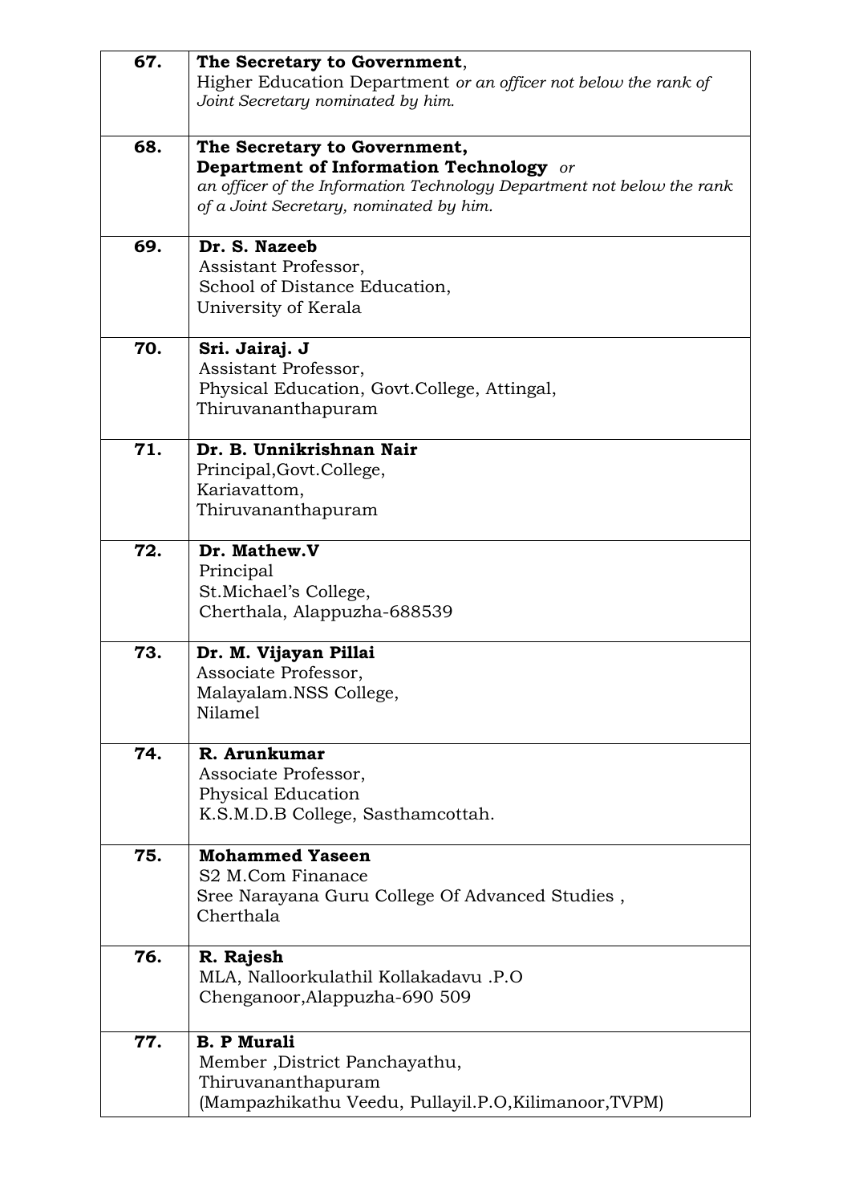| | |
|---|---|
| **67.** | **The Secretary to Government**,<br>Higher Education Department *or an officer not below the rank of Joint Secretary nominated by him.* |
| **68.** | **The Secretary to Government,**<br>**Department of Information Technology** *or an officer of the Information Technology Department not below the rank of a Joint Secretary, nominated by him.* |
| **69.** | **Dr. S. Nazeeb**<br>Assistant Professor,<br>School of Distance Education,<br>University of Kerala |
| **70.** | **Sri. Jairaj. J**<br>Assistant Professor,<br>Physical Education, Govt.College, Attingal,<br>Thiruvananthapuram |
| **71.** | **Dr. B. Unnikrishnan Nair**<br>Principal,Govt.College,<br>Kariavattom,<br>Thiruvananthapuram |
| **72.** | **Dr. Mathew.V**<br>Principal<br>St.Michael's College,<br>Cherthala, Alappuzha-688539 |
| **73.** | **Dr. M. Vijayan Pillai**<br>Associate Professor,<br>Malayalam.NSS College,<br>Nilamel |
| **74.** | **R. Arunkumar**<br>Associate Professor,<br>Physical Education<br>K.S.M.D.B College, Sasthamcottah. |
| **75.** | **Mohammed Yaseen**<br>S2 M.Com Finanace<br>Sree Narayana Guru College Of Advanced Studies ,<br>Cherthala |
| **76.** | **R. Rajesh**<br>MLA, Nalloorkulathil Kollakadavu .P.O<br>Chenganoor,Alappuzha-690 509 |
| **77.** | **B. P Murali**<br>Member ,District Panchayathu,<br>Thiruvananthapuram<br>(Mampazhikathu Veedu, Pullayil.P.O,Kilimanoor,TVPM) |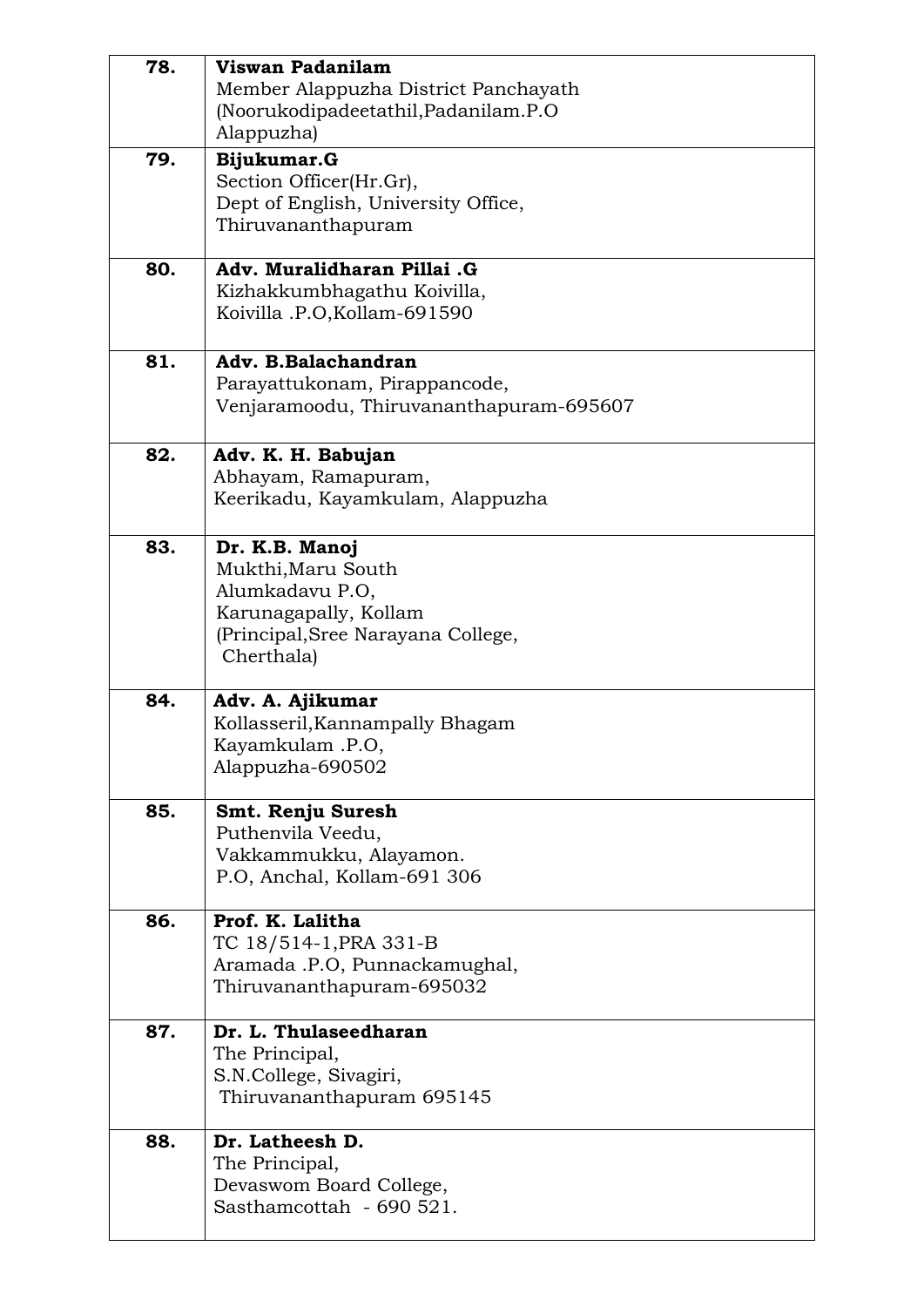| | |
|---|---|
| **78.** | **Viswan Padanilam**<br>Member Alappuzha District Panchayath<br>(Noorukodipadeetathil,Padanilam.P.O<br>Alappuzha) |
| **79.** | **Bijukumar.G**<br>Section Officer(Hr.Gr),<br>Dept of English, University Office,<br>Thiruvananthapuram |
| **80.** | **Adv. Muralidharan Pillai .G**<br>Kizhakkumbhagathu Koivilla,<br>Koivilla .P.O,Kollam-691590 |
| **81.** | **Adv. B.Balachandran**<br>Parayattukonam, Pirappancode,<br>Venjaramoodu, Thiruvananthapuram-695607 |
| **82.** | **Adv. K. H. Babujan**<br>Abhayam, Ramapuram,<br>Keerikadu, Kayamkulam, Alappuzha |
| **83.** | **Dr. K.B. Manoj**<br>Mukthi,Maru South<br>Alumkadavu P.O,<br>Karunagapally, Kollam<br>(Principal,Sree Narayana College,<br>Cherthala) |
| **84.** | **Adv. A. Ajikumar**<br>Kollasseril,Kannampally Bhagam<br>Kayamkulam .P.O,<br>Alappuzha-690502 |
| **85.** | **Smt. Renju Suresh**<br>Puthenvila Veedu,<br>Vakkammukku, Alayamon.<br>P.O, Anchal, Kollam-691 306 |
| **86.** | **Prof. K. Lalitha**<br>TC 18/514-1,PRA 331-B<br>Aramada .P.O, Punnackamughal,<br>Thiruvananthapuram-695032 |
| **87.** | **Dr. L. Thulaseedharan**<br>The Principal,<br>S.N.College, Sivagiri,<br>Thiruvananthapuram 695145 |
| **88.** | **Dr. Latheesh D.**<br>The Principal,<br>Devaswom Board College,<br>Sasthamcottah - 690 521. |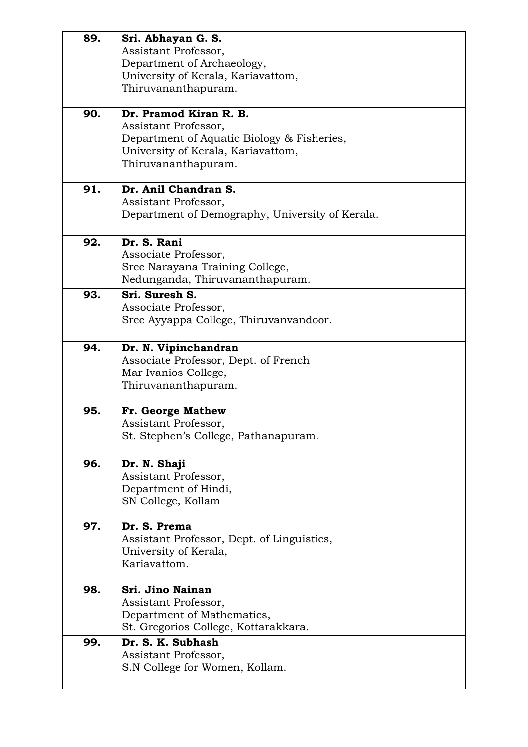| | |
|---|---|
| **89.** | **Sri. Abhayan G. S.**<br>Assistant Professor,<br>Department of Archaeology,<br>University of Kerala, Kariavattom,<br>Thiruvananthapuram. |
| **90.** | **Dr. Pramod Kiran R. B.**<br>Assistant Professor,<br>Department of Aquatic Biology & Fisheries,<br>University of Kerala, Kariavattom,<br>Thiruvananthapuram. |
| **91.** | **Dr. Anil Chandran S.**<br>Assistant Professor,<br>Department of Demography, University of Kerala. |
| **92.** | **Dr. S. Rani**<br>Associate Professor,<br>Sree Narayana Training College,<br>Nedunganda, Thiruvananthapuram. |
| **93.** | **Sri. Suresh S.**<br>Associate Professor,<br>Sree Ayyappa College, Thiruvanvandoor. |
| **94.** | **Dr. N. Vipinchandran**<br>Associate Professor, Dept. of French<br>Mar Ivanios College,<br>Thiruvananthapuram. |
| **95.** | **Fr. George Mathew**<br>Assistant Professor,<br>St. Stephen's College, Pathanapuram. |
| **96.** | **Dr. N. Shaji**<br>Assistant Professor,<br>Department of Hindi,<br>SN College, Kollam |
| **97.** | **Dr. S. Prema**<br>Assistant Professor, Dept. of Linguistics,<br>University of Kerala,<br>Kariavattom. |
| **98.** | **Sri. Jino Nainan**<br>Assistant Professor,<br>Department of Mathematics,<br>St. Gregorios College, Kottarakkara. |
| **99.** | **Dr. S. K. Subhash**<br>Assistant Professor,<br>S.N College for Women, Kollam. |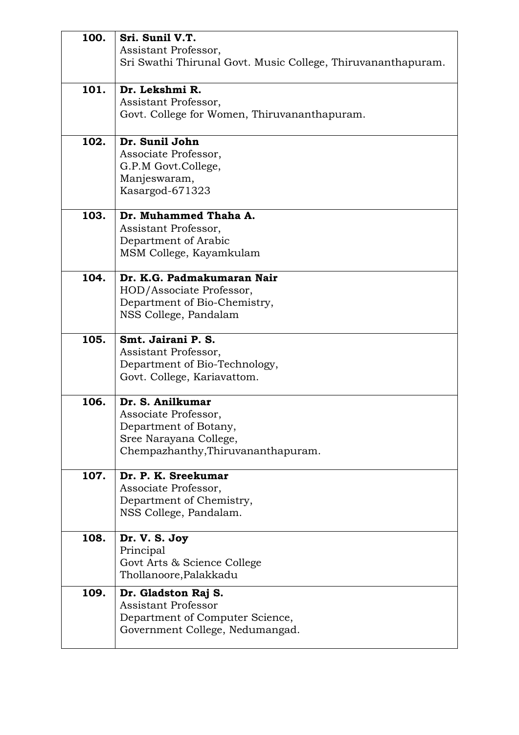| | |
|---|---|
| **100.** | **Sri. Sunil V.T.**<br>Assistant Professor,<br>Sri Swathi Thirunal Govt. Music College, Thiruvananthapuram. |
| **101.** | **Dr. Lekshmi R.**<br>Assistant Professor,<br>Govt. College for Women, Thiruvananthapuram. |
| **102.** | **Dr. Sunil John**<br>Associate Professor,<br>G.P.M Govt.College,<br>Manjeswaram,<br>Kasargod-671323 |
| **103.** | **Dr. Muhammed Thaha A.**<br>Assistant Professor,<br>Department of Arabic<br>MSM College, Kayamkulam |
| **104.** | **Dr. K.G. Padmakumaran Nair**<br>HOD/Associate Professor,<br>Department of Bio-Chemistry,<br>NSS College, Pandalam |
| **105.** | **Smt. Jairani P. S.**<br>Assistant Professor,<br>Department of Bio-Technology,<br>Govt. College, Kariavattom. |
| **106.** | **Dr. S. Anilkumar**<br>Associate Professor,<br>Department of Botany,<br>Sree Narayana College,<br>Chempazhanthy,Thiruvananthapuram. |
| **107.** | **Dr. P. K. Sreekumar**<br>Associate Professor,<br>Department of Chemistry,<br>NSS College, Pandalam. |
| **108.** | **Dr. V. S. Joy**<br>Principal<br>Govt Arts & Science College<br>Thollanoore,Palakkadu |
| **109.** | **Dr. Gladston Raj S.**<br>Assistant Professor<br>Department of Computer Science,<br>Government College, Nedumangad. |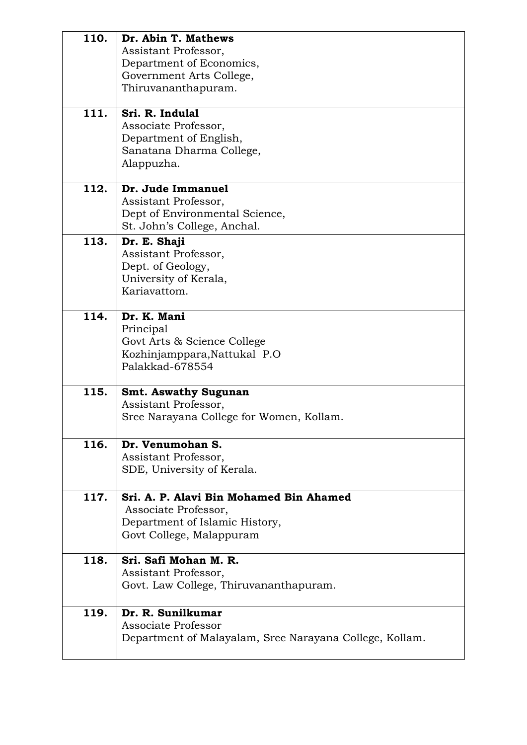| | |
|---|---|
| **110.** | **Dr. Abin T. Mathews**<br>Assistant Professor,<br>Department of Economics,<br>Government Arts College,<br>Thiruvananthapuram. |
| **111.** | **Sri. R. Indulal**<br>Associate Professor,<br>Department of English,<br>Sanatana Dharma College,<br>Alappuzha. |
| **112.** | **Dr. Jude Immanuel**<br>Assistant Professor,<br>Dept of Environmental Science,<br>St. John's College, Anchal. |
| **113.** | **Dr. E. Shaji**<br>Assistant Professor,<br>Dept. of Geology,<br>University of Kerala,<br>Kariavattom. |
| **114.** | **Dr. K. Mani**<br>Principal<br>Govt Arts & Science College<br>Kozhinjamppara,Nattukal P.O<br>Palakkad-678554 |
| **115.** | **Smt. Aswathy Sugunan**<br>Assistant Professor,<br>Sree Narayana College for Women, Kollam. |
| **116.** | **Dr. Venumohan S.**<br>Assistant Professor,<br>SDE, University of Kerala. |
| **117.** | **Sri. A. P. Alavi Bin Mohamed Bin Ahamed**<br>Associate Professor,<br>Department of Islamic History,<br>Govt College, Malappuram |
| **118.** | **Sri. Safi Mohan M. R.**<br>Assistant Professor,<br>Govt. Law College, Thiruvananthapuram. |
| **119.** | **Dr. R. Sunilkumar**<br>Associate Professor<br>Department of Malayalam, Sree Narayana College, Kollam. |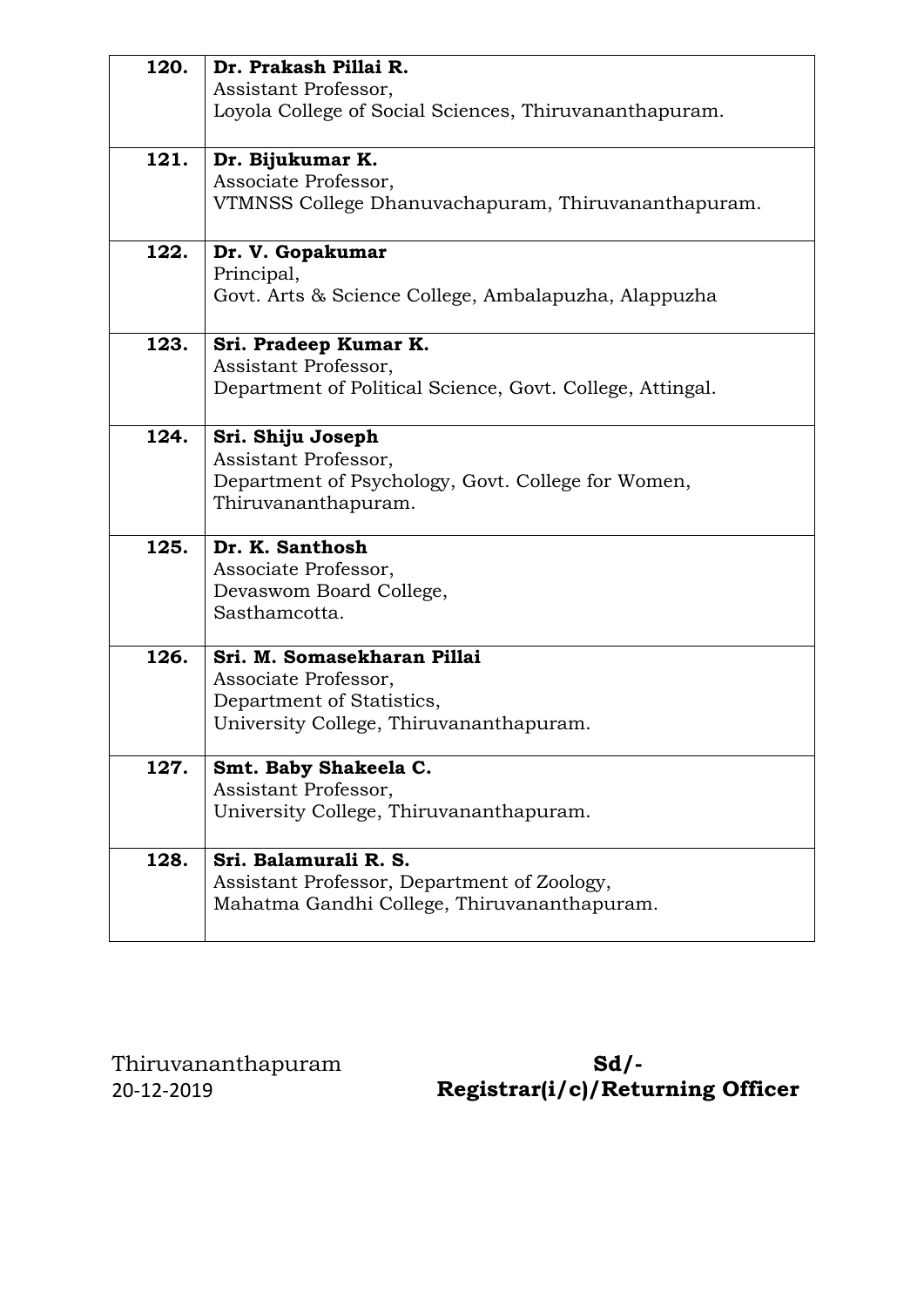| | |
|---|---|
| **120.** | **Dr. Prakash Pillai R.**<br>Assistant Professor,<br>Loyola College of Social Sciences, Thiruvananthapuram. |
| **121.** | **Dr. Bijukumar K.**<br>Associate Professor,<br>VTMNSS College Dhanuvachapuram, Thiruvananthapuram. |
| **122.** | **Dr. V. Gopakumar**<br>Principal,<br>Govt. Arts & Science College, Ambalapuzha, Alappuzha |
| **123.** | **Sri. Pradeep Kumar K.**<br>Assistant Professor,<br>Department of Political Science, Govt. College, Attingal. |
| **124.** | **Sri. Shiju Joseph**<br>Assistant Professor,<br>Department of Psychology, Govt. College for Women, Thiruvananthapuram. |
| **125.** | **Dr. K. Santhosh**<br>Associate Professor,<br>Devaswom Board College,<br>Sasthamcotta. |
| **126.** | **Sri. M. Somasekharan Pillai**<br>Associate Professor,<br>Department of Statistics,<br>University College, Thiruvananthapuram. |
| **127.** | **Smt. Baby Shakeela C.**<br>Assistant Professor,<br>University College, Thiruvananthapuram. |
| **128.** | **Sri. Balamurali R. S.**<br>Assistant Professor, Department of Zoology,<br>Mahatma Gandhi College, Thiruvananthapuram. |

Thiruvananthapuram
20-12-2019

**Sd/-**
**Registrar(i/c)/Returning Officer**